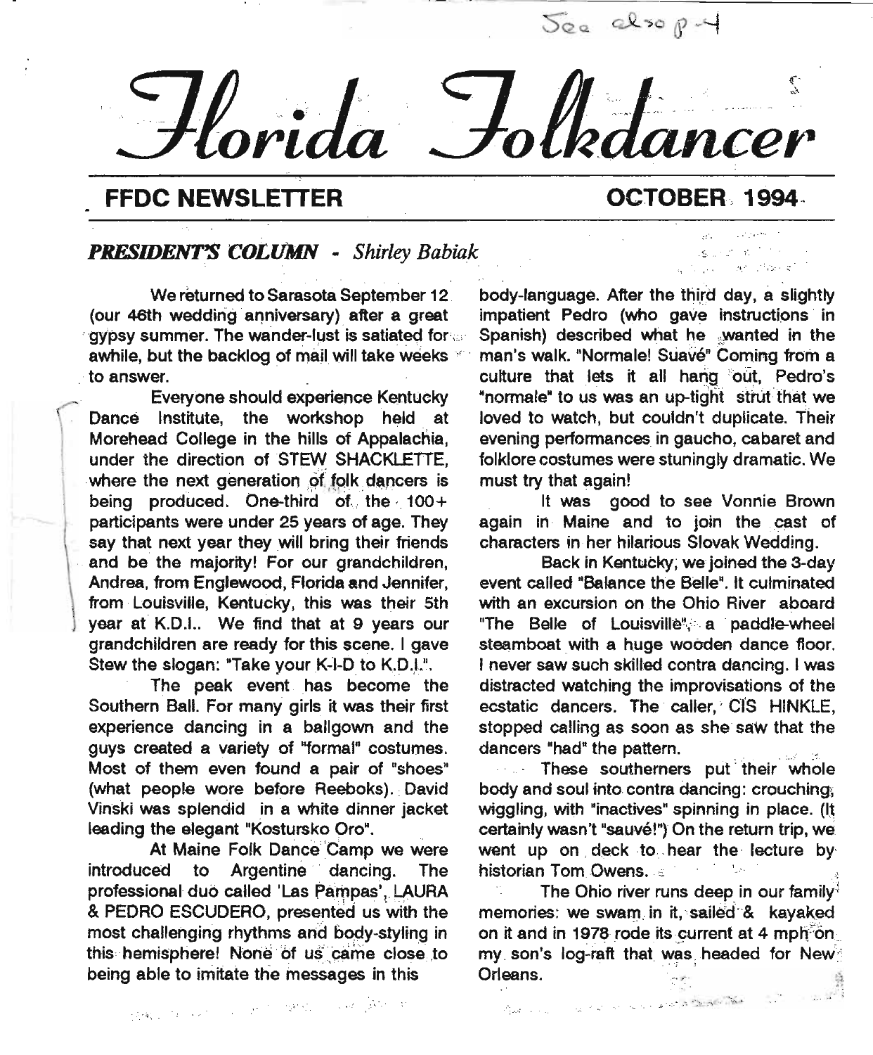See also p-4

# Florida Folkdancer

## FFDC NEWSLETTER — OCTOBER 1994

### *PRESIDENT'S COLUMN - Shirley Babiak*

We returned to Sarasota September 12 (our 46th wedding anniversary) after a great gypsy summer. The wander-lust is satiated for awhile, but the backlog of mail will take weeks to answer.

Everyone should experience Kentucky Dance Institute, the workshop held at Morehead College in the hills of Appalachia, under the direction of STEW SHACKLETTE, where the next generation of folk dancers is being produced. One-third of the 100+ participants were under 25 years of age. They say that next year they will bring their friends and be the majority! For our grandchildren, Andrea, from Englewood, Florida and Jennifer, from Louisville, Kentucky, this was their 5th year at K.D.I.. We find that at 9 years our grandchildren are ready for this scene. I gave Stew the slogan: "Take your K-I-D to K.D.I.".

The peak event has become the Southern Ball. For many girls it was their first experience dancing in a ballgown and the guys created a variety of "formal" costumes. Most of them even found a pair of "shoes" (what people wore before Reeboks). David Vinski was splendid in a white dinner jacket leading the elegant "Kostursko Oro".

At Maine Folk Dance Camp we were introduced to Argentine dancing. The professional duo called 'Las Pampas', LAURA & PEDRO ESCUDERO, presented us with the most challenging rhythms and body-styling in this hemisphere! None of us came close to being able to imitate the messages in this body-language. After the third day, a slightly impatient Pedro (who gave instructions in Spanish) described what he wanted in the man's walk. "Normale! Suavé" Coming from a culture that lets it all hang out, Pedro's "normale" to us was an up-tight strut that we loved to watch, but couldn't duplicate. Their evening performances in gaucho, cabaret and folklore costumes were stuningly dramatic. We must try that again!

It was good to see Vonnie Brown again in Maine and to join the cast of characters in her hilarious Slovak Wedding.

Back in Kentucky, we joined the 3-day event called "Balance the Belle". It culminated with an excursion on the Ohio River aboard "The Belle of Louisville", a paddle-wheel steamboat with a huge wooden dance floor. I never saw such skilled contra dancing. I was distracted watching the improvisations of the ecstatic dancers. The caller, CIS HINKLE, stopped calling as soon as she saw that the dancers "had" the pattern.

These southerners put their whole body and soul into contra dancing: crouching, wiggling, with "inactives" spinning in place. (It certainly wasn't "sauvé!") On the return trip, we went up on deck to hear the lecture by historian Tom Owens.

The Ohio river runs deep in our family memories: we swam in it, sailed & kayaked on it and in 1978 rode its current at 4 mph on my son's log-raft that was headed for New Orleans.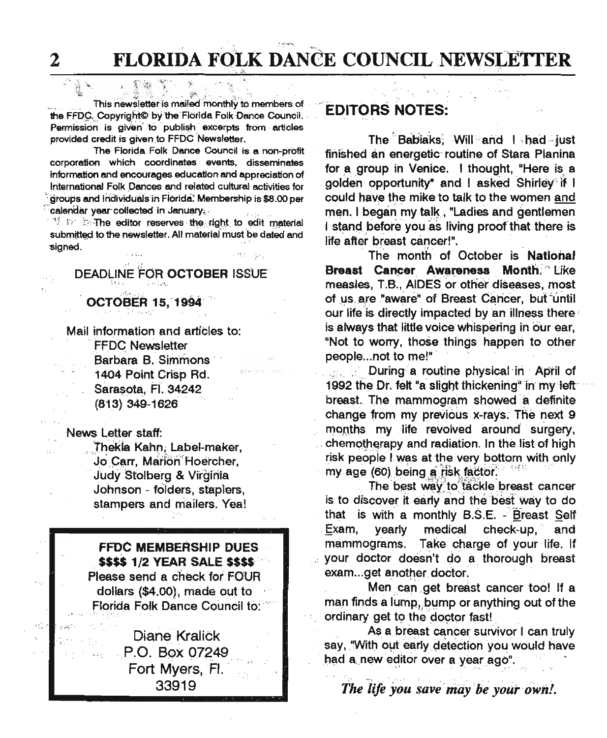This newsletter is mailed monthly to members of the FFDC. Copyright© by the Florida Folk Dance Council. Permission is given to publish excerpts from articles provided credit is given to FFDC Newsletter.

The Florida Folk Dance Council is a non-profit corporation which coordinates events, disseminates information and encourages education and appreciation of International Folk Dances and related cultural activities for groups and individuals in Florida. Membership is $8.00 per calendar year collected in January.

The editor reserves the right to edit material submitted to the newsletter. All material must be dated and signed.

DEADLINE FOR **OCTOBER** ISSUE

**OCTOBER 15, 1994**

Mail information and articles to:
FFDC Newsletter
Barbara B. Simmons
1404 Point Crisp Rd.
Sarasota, Fl. 34242
(813) 349-1626

News Letter staff:
Thekla Kahn, Label-maker, Jo Carr, Marion Hoercher, Judy Stolberg & Virginia Johnson - folders, staplers, stampers and mailers. Yea!

**FFDC MEMBERSHIP DUES**
**$$$$ 1/2 YEAR SALE $$$$**
Please send a check for FOUR dollars ($4.00), made out to Florida Folk Dance Council to:

Diane Kralick
P.O. Box 07249
Fort Myers, Fl.
33919

## EDITORS NOTES:

The Babiaks, Will and I had just finished an energetic routine of Stara Planina for a group in Venice. I thought, "Here is a golden opportunity" and I asked Shirley if I could have the mike to talk to the women and men. I began my talk, "Ladies and gentlemen I stand before you as living proof that there is life after breast cancer!".

The month of October is **National Breast Cancer Awareness Month.** Like measles, T.B., AIDES or other diseases, most of us are "aware" of Breast Cancer, but until our life is directly impacted by an illness there is always that little voice whispering in our ear, "Not to worry, those things happen to other people...not to me!"

During a routine physical in April of 1992 the Dr. felt "a slight thickening" in my left breast. The mammogram showed a definite change from my previous x-rays. The next 9 months my life revolved around surgery, chemotherapy and radiation. In the list of high risk people I was at the very bottom with only my age (60) being a risk factor.

The best way to tackle breast cancer is to discover it early and the best way to do that is with a monthly B.S.E. - Breast Self Exam, yearly medical check-up, and mammograms. Take charge of your life. If your doctor doesn't do a thorough breast exam...get another doctor.

Men can get breast cancer too! If a man finds a lump, bump or anything out of the ordinary get to the doctor fast!

As a breast cancer survivor I can truly say, "With out early detection you would have had a new editor over a year ago".

*The life you save may be your own!.*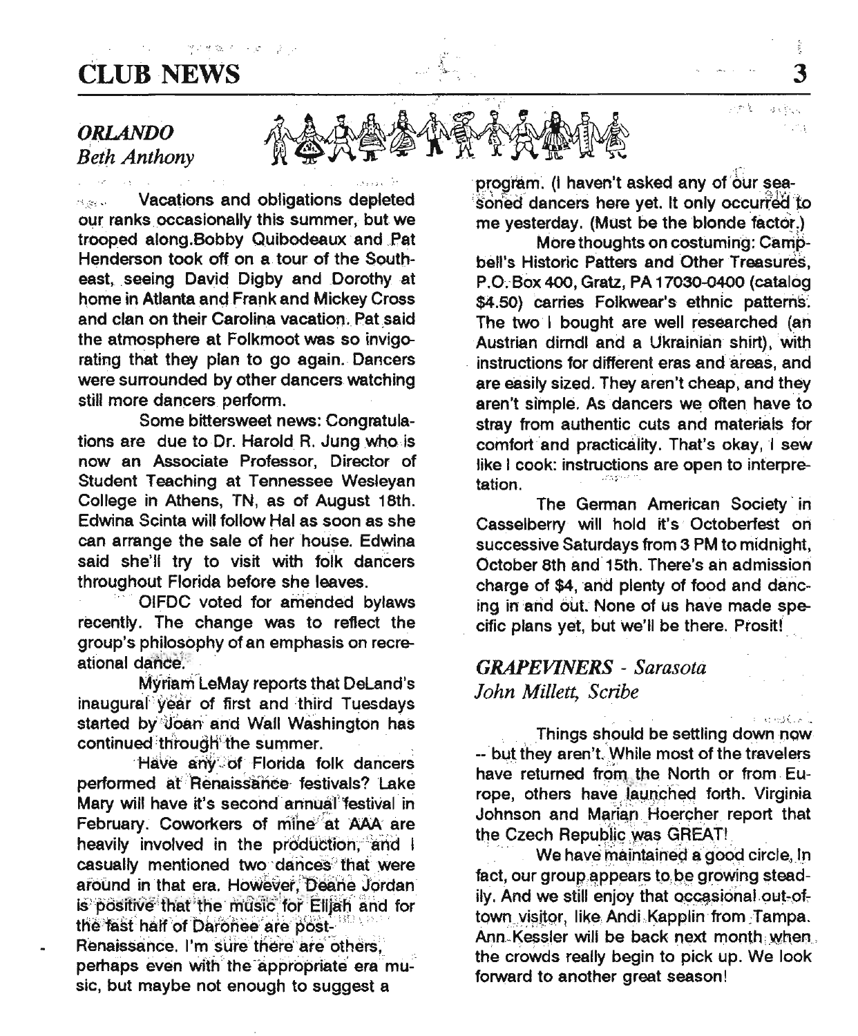# CLUB NEWS

## *ORLANDO*

*Beth Anthony*

Vacations and obligations depleted our ranks occasionally this summer, but we trooped along.Bobby Quibodeaux and Pat Henderson took off on a tour of the Southeast, seeing David Digby and Dorothy at home in Atlanta and Frank and Mickey Cross and clan on their Carolina vacation. Pat said the atmosphere at Folkmoot was so invigorating that they plan to go again. Dancers were surrounded by other dancers watching still more dancers perform.

Some bittersweet news: Congratulations are due to Dr. Harold R. Jung who is now an Associate Professor, Director of Student Teaching at Tennessee Wesleyan College in Athens, TN, as of August 18th. Edwina Scinta will follow Hal as soon as she can arrange the sale of her house. Edwina said she'll try to visit with folk dancers throughout Florida before she leaves.

OIFDC voted for amended bylaws recently. The change was to reflect the group's philosophy of an emphasis on recreational dance.

Myriam LeMay reports that DeLand's inaugural year of first and third Tuesdays started by Joan and Wall Washington has continued through the summer.

Have any of Florida folk dancers performed at Renaissance festivals? Lake Mary will have it's second annual festival in February. Coworkers of mine at AAA are heavily involved in the production, and I casually mentioned two dances that were around in that era. However, Deane Jordan is positive that the music for Elijah and for the fast half of Darohee are post-Renaissance. I'm sure there are others, perhaps even with the appropriate era music, but maybe not enough to suggest a program. (I haven't asked any of our seasoned dancers here yet. It only occurred to me yesterday. (Must be the blonde factor.)

More thoughts on costuming: Campbell's Historic Patters and Other Treasures, P.O. Box 400, Gratz, PA 17030-0400 (catalog $4.50) carries Folkwear's ethnic patterns. The two I bought are well researched (an Austrian dirndl and a Ukrainian shirt), with instructions for different eras and areas, and are easily sized. They aren't cheap, and they aren't simple. As dancers we often have to stray from authentic cuts and materials for comfort and practicality. That's okay, I sew like I cook: instructions are open to interpretation.

The German American Society in Casselberry will hold it's Octoberfest on successive Saturdays from 3 PM to midnight, October 8th and 15th. There's an admission charge of $4, and plenty of food and dancing in and out. None of us have made specific plans yet, but we'll be there. Prosit!

## *GRAPEVINERS - Sarasota*

*John Millett, Scribe*

Things should be settling down now -- but they aren't. While most of the travelers have returned from the North or from Europe, others have launched forth. Virginia Johnson and Marian Hoercher report that the Czech Republic was GREAT!

We have maintained a good circle, In fact, our group appears to be growing steadily. And we still enjoy that occasional out-of-town visitor, like Andi Kapplin from Tampa. Ann Kessler will be back next month when the crowds really begin to pick up. We look forward to another great season!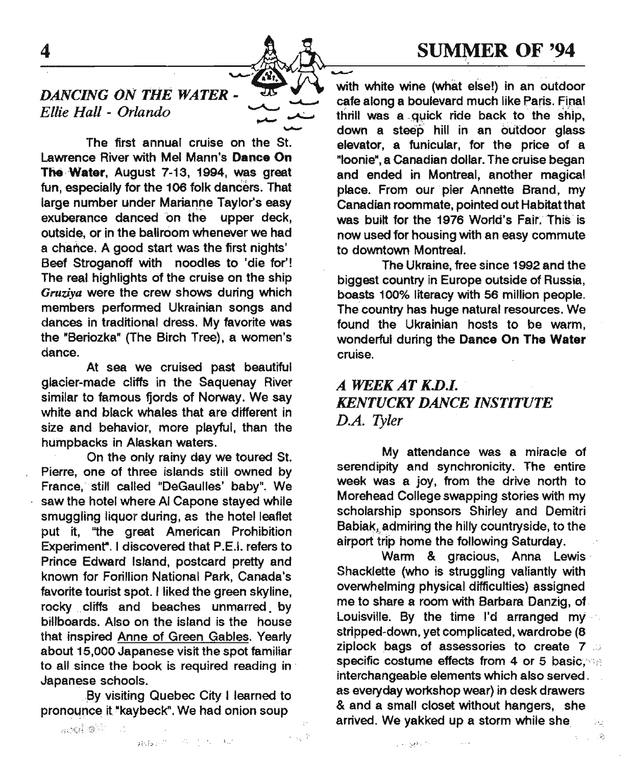## *DANCING ON THE WATER - Ellie Hall - Orlando*

The first annual cruise on the St. Lawrence River with Mel Mann's **Dance On The Water**, August 7-13, 1994, was great fun, especially for the 106 folk dancers. That large number under Marianne Taylor's easy exuberance danced on the upper deck, outside, or in the ballroom whenever we had a chance. A good start was the first nights' Beef Stroganoff with noodles to 'die for'! The real highlights of the cruise on the ship *Gruziya* were the crew shows during which members performed Ukrainian songs and dances in traditional dress. My favorite was the "Beriozka" (The Birch Tree), a women's dance.

At sea we cruised past beautiful glacier-made cliffs in the Saquenay River similar to famous fjords of Norway. We say white and black whales that are different in size and behavior, more playful, than the humpbacks in Alaskan waters.

On the only rainy day we toured St. Pierre, one of three islands still owned by France, still called "DeGaulles' baby". We saw the hotel where Al Capone stayed while smuggling liquor during, as the hotel leaflet put it, "the great American Prohibition Experiment". I discovered that P.E.I. refers to Prince Edward Island, postcard pretty and known for Forillion National Park, Canada's favorite tourist spot. I liked the green skyline, rocky cliffs and beaches unmarred by billboards. Also on the island is the house that inspired Anne of Green Gables. Yearly about 15,000 Japanese visit the spot familiar to all since the book is required reading in Japanese schools.

By visiting Quebec City I learned to pronounce it "kaybeck". We had onion soup with white wine (what else!) in an outdoor cafe along a boulevard much like Paris. Final thrill was a quick ride back to the ship, down a steep hill in an outdoor glass elevator, a funicular, for the price of a "loonie", a Canadian dollar. The cruise began and ended in Montreal, another magical place. From our pier Annette Brand, my Canadian roommate, pointed out Habitat that was built for the 1976 World's Fair. This is now used for housing with an easy commute to downtown Montreal.

The Ukraine, free since 1992 and the biggest country in Europe outside of Russia, boasts 100% literacy with 56 million people. The country has huge natural resources. We found the Ukrainian hosts to be warm, wonderful during the **Dance On The Water** cruise.

## *A WEEK AT K.D.I. KENTUCKY DANCE INSTITUTE D.A. Tyler*

My attendance was a miracle of serendipity and synchronicity. The entire week was a joy, from the drive north to Morehead College swapping stories with my scholarship sponsors Shirley and Demitri Babiak, admiring the hilly countryside, to the airport trip home the following Saturday.

Warm & gracious, Anna Lewis Shacklette (who is struggling valiantly with overwhelming physical difficulties) assigned me to share a room with Barbara Danzig, of Louisville. By the time I'd arranged my stripped-down, yet complicated, wardrobe (8 ziplock bags of assessories to create 7 specific costume effects from 4 or 5 basic, interchangeable elements which also served as everyday workshop wear) in desk drawers & and a small closet without hangers, she arrived. We yakked up a storm while she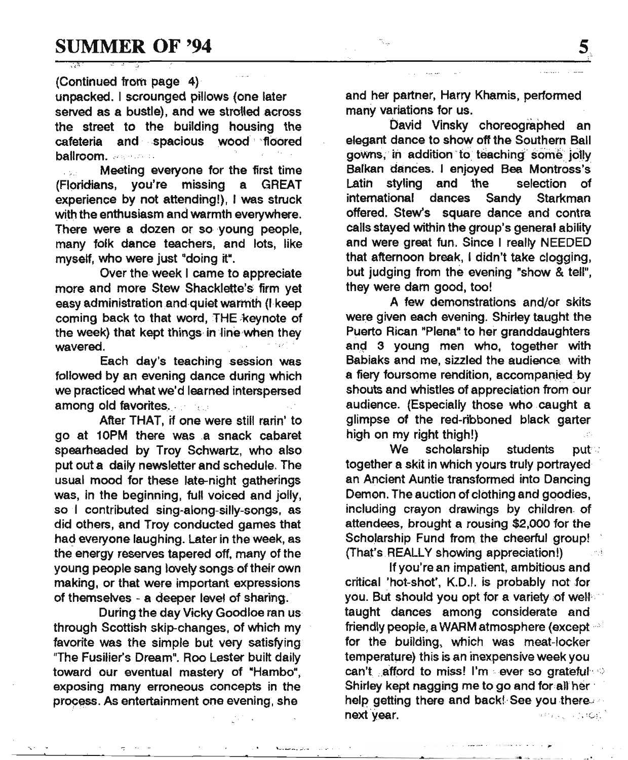(Continued from page 4)

unpacked. I scrounged pillows (one later served as a bustle), and we strolled across the street to the building housing the cafeteria and spacious wood floored ballroom.

Meeting everyone for the first time (Floridians, you're missing a GREAT experience by not attending!), I was struck with the enthusiasm and warmth everywhere. There were a dozen or so young people, many folk dance teachers, and lots, like myself, who were just "doing it".

Over the week I came to appreciate more and more Stew Shacklette's firm yet easy administration and quiet warmth (I keep coming back to that word, THE keynote of the week) that kept things in line when they wavered.

Each day's teaching session was followed by an evening dance during which we practiced what we'd learned interspersed among old favorites.

After THAT, if one were still rarin' to go at 10PM there was a snack cabaret spearheaded by Troy Schwartz, who also put out a daily newsletter and schedule. The usual mood for these late-night gatherings was, in the beginning, full voiced and jolly, so I contributed sing-along-silly-songs, as did others, and Troy conducted games that had everyone laughing. Later in the week, as the energy reserves tapered off, many of the young people sang lovely songs of their own making, or that were important expressions of themselves - a deeper level of sharing.

During the day Vicky Goodloe ran us through Scottish skip-changes, of which my favorite was the simple but very satisfying "The Fusilier's Dream". Roo Lester built daily toward our eventual mastery of "Hambo", exposing many erroneous concepts in the process. As entertainment one evening, she and her partner, Harry Khamis, performed many variations for us.

David Vinsky choreographed an elegant dance to show off the Southern Ball gowns, in addition to teaching some jolly Balkan dances. I enjoyed Bea Montross's Latin styling and the selection of international dances Sandy Starkman offered. Stew's square dance and contra calls stayed within the group's general ability and were great fun. Since I really NEEDED that afternoon break, I didn't take clogging, but judging from the evening "show & tell", they were darn good, too!

A few demonstrations and/or skits were given each evening. Shirley taught the Puerto Rican "Plena" to her granddaughters and 3 young men who, together with Babiaks and me, sizzled the audience with a fiery foursome rendition, accompanied by shouts and whistles of appreciation from our audience. (Especially those who caught a glimpse of the red-ribboned black garter high on my right thigh!)

We scholarship students put together a skit in which yours truly portrayed an Ancient Auntie transformed into Dancing Demon. The auction of clothing and goodies, including crayon drawings by children of attendees, brought a rousing $2,000 for the Scholarship Fund from the cheerful group! (That's REALLY showing appreciation!)

If you're an impatient, ambitious and critical 'hot-shot', K.D.I. is probably not for you. But should you opt for a variety of well taught dances among considerate and friendly people, a WARM atmosphere (except for the building, which was meat-locker temperature) this is an inexpensive week you can't afford to miss! I'm ever so grateful Shirley kept nagging me to go and for all her help getting there and back! See you there next year.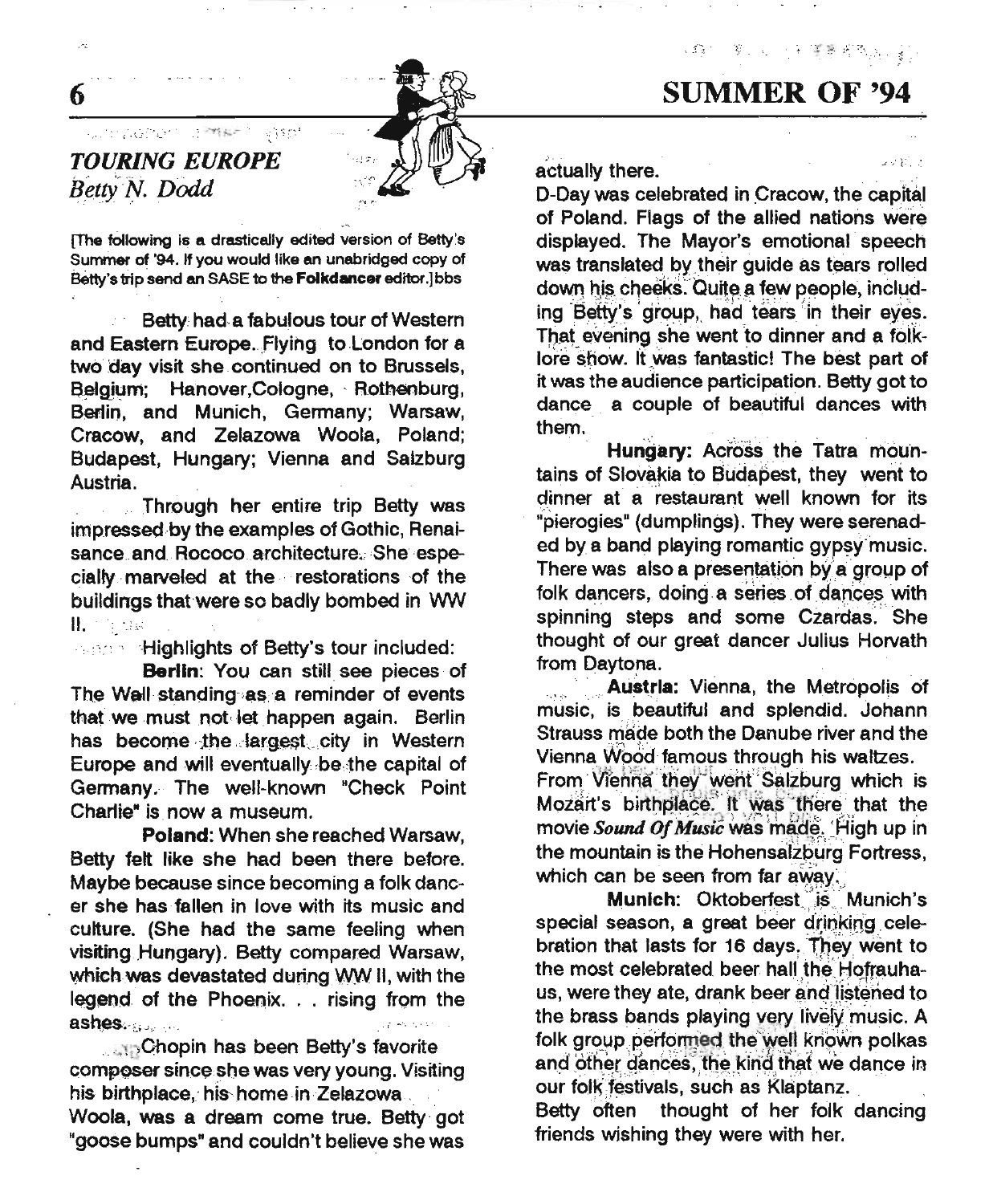## TOURING EUROPE

*Betty N. Dodd*

[The following is a drastically edited version of Betty's Summer of '94. If you would like an unabridged copy of Betty's trip send an SASE to the **Folkdancer** editor.]bbs

Betty had a fabulous tour of Western and Eastern Europe. Flying to London for a two day visit she continued on to Brussels, Belgium; Hanover,Cologne, Rothenburg, Berlin, and Munich, Germany; Warsaw, Cracow, and Zelazowa Woola, Poland; Budapest, Hungary; Vienna and Salzburg Austria.

Through her entire trip Betty was impressed by the examples of Gothic, Renaisance and Rococo architecture. She especially marveled at the restorations of the buildings that were so badly bombed in WW II.

Highlights of Betty's tour included:

**Berlin**: You can still see pieces of The Wall standing as a reminder of events that we must not let happen again. Berlin has become the largest city in Western Europe and will eventually be the capital of Germany. The well-known "Check Point Charlie" is now a museum.

**Poland:** When she reached Warsaw, Betty felt like she had been there before. Maybe because since becoming a folk dancer she has fallen in love with its music and culture. (She had the same feeling when visiting Hungary). Betty compared Warsaw, which was devastated during WW II, with the legend of the Phoenix. . . rising from the ashes.

Chopin has been Betty's favorite composer since she was very young. Visiting his birthplace, his home in Zelazowa Woola, was a dream come true. Betty got "goose bumps" and couldn't believe she was actually there.

D-Day was celebrated in Cracow, the capital of Poland. Flags of the allied nations were displayed. The Mayor's emotional speech was translated by their guide as tears rolled down his cheeks. Quite a few people, including Betty's group, had tears in their eyes. That evening she went to dinner and a folklore show. It was fantastic! The best part of it was the audience participation. Betty got to dance a couple of beautiful dances with them.

**Hungary:** Across the Tatra mountains of Slovakia to Budapest, they went to dinner at a restaurant well known for its "pierogies" (dumplings). They were serenaded by a band playing romantic gypsy music. There was also a presentation by a group of folk dancers, doing a series of dances with spinning steps and some Czardas. She thought of our great dancer Julius Horvath from Daytona.

**Austria:** Vienna, the Metropolis of music, is beautiful and splendid. Johann Strauss made both the Danube river and the Vienna Wood famous through his waltzes. From Vienna they went Salzburg which is Mozart's birthplace. It was there that the movie ***Sound Of Music*** was made. High up in the mountain is the Hohensalzburg Fortress, which can be seen from far away.

**Munich:** Oktoberfest is Munich's special season, a great beer drinking celebration that lasts for 16 days. They went to the most celebrated beer hall the Hofrauhaus, were they ate, drank beer and listened to the brass bands playing very lively music. A folk group performed the well known polkas and other dances, the kind that we dance in our folk festivals, such as Klaptanz.

Betty often thought of her folk dancing friends wishing they were with her.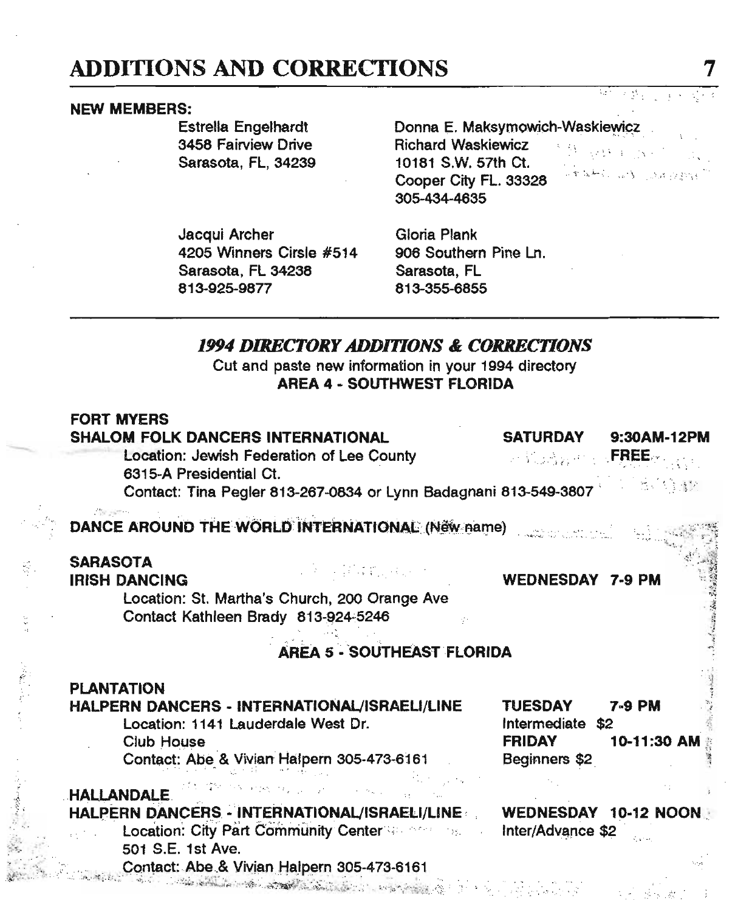# ADDITIONS AND CORRECTIONS

**NEW MEMBERS:**

Estrella Engelhardt
3458 Fairview Drive
Sarasota, FL, 34239

Donna E. Maksymowich-Waskiewicz
Richard Waskiewicz
10181 S.W. 57th Ct.
Cooper City FL. 33328
305-434-4635

Jacqui Archer
4205 Winners Cirsle #514
Sarasota, FL 34238
813-925-9877

Gloria Plank
906 Southern Pine Ln.
Sarasota, FL
813-355-6855

---

## *1994 DIRECTORY ADDITIONS & CORRECTIONS*

Cut and paste new information in your 1994 directory

**AREA 4 - SOUTHWEST FLORIDA**

**FORT MYERS**

**SHALOM FOLK DANCERS INTERNATIONAL** — **SATURDAY 9:30AM-12PM**, **FREE**

Location: Jewish Federation of Lee County
6315-A Presidential Ct.
Contact: Tina Pegler 813-267-0834 or Lynn Badagnani 813-549-3807

**DANCE AROUND THE WORLD INTERNATIONAL (New name)**

**SARASOTA**

**IRISH DANCING** — **WEDNESDAY 7-9 PM**

Location: St. Martha's Church, 200 Orange Ave
Contact Kathleen Brady 813-924-5246

**AREA 5 - SOUTHEAST FLORIDA**

**PLANTATION**

**HALPERN DANCERS - INTERNATIONAL/ISRAELI/LINE** — **TUESDAY 7-9 PM**, Intermediate $2; **FRIDAY 10-11:30 AM**, Beginners $2

Location: 1141 Lauderdale West Dr.
Club House
Contact: Abe & Vivian Halpern 305-473-6161

**HALLANDALE**

**HALPERN DANCERS - INTERNATIONAL/ISRAELI/LINE** — **WEDNESDAY 10-12 NOON**, Inter/Advance $2

Location: City Part Community Center
501 S.E. 1st Ave.
Contact: Abe & Vivian Halpern 305-473-6161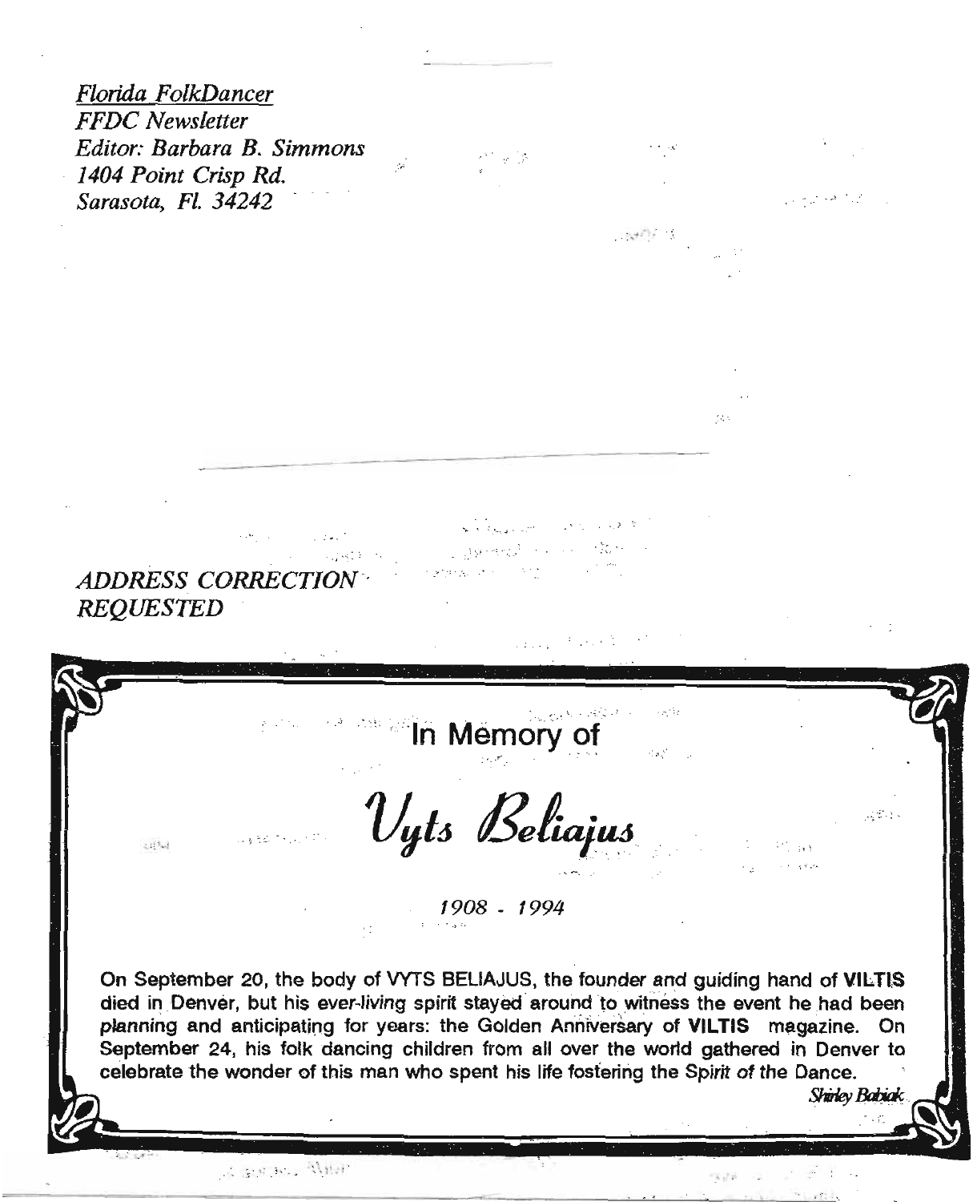*Florida FolkDancer*
*FFDC Newsletter*
*Editor: Barbara B. Simmons*
*1404 Point Crisp Rd.*
*Sarasota, Fl. 34242*

*ADDRESS CORRECTION*
*REQUESTED*

## In Memory of

# *Vyts Beliajus*

*1908 - 1994*

On September 20, the body of VYTS BELIAJUS, the founder and guiding hand of **VILTIS** died in Denver, but his *ever-living* spirit stayed around to witness the event he had been planning and anticipating for years: the Golden Anniversary of **VILTIS** magazine. On September 24, his folk dancing children from all over the world gathered in Denver to celebrate the wonder of this man who spent his life fostering the Spirit of the Dance.

*Shirley Babiak*